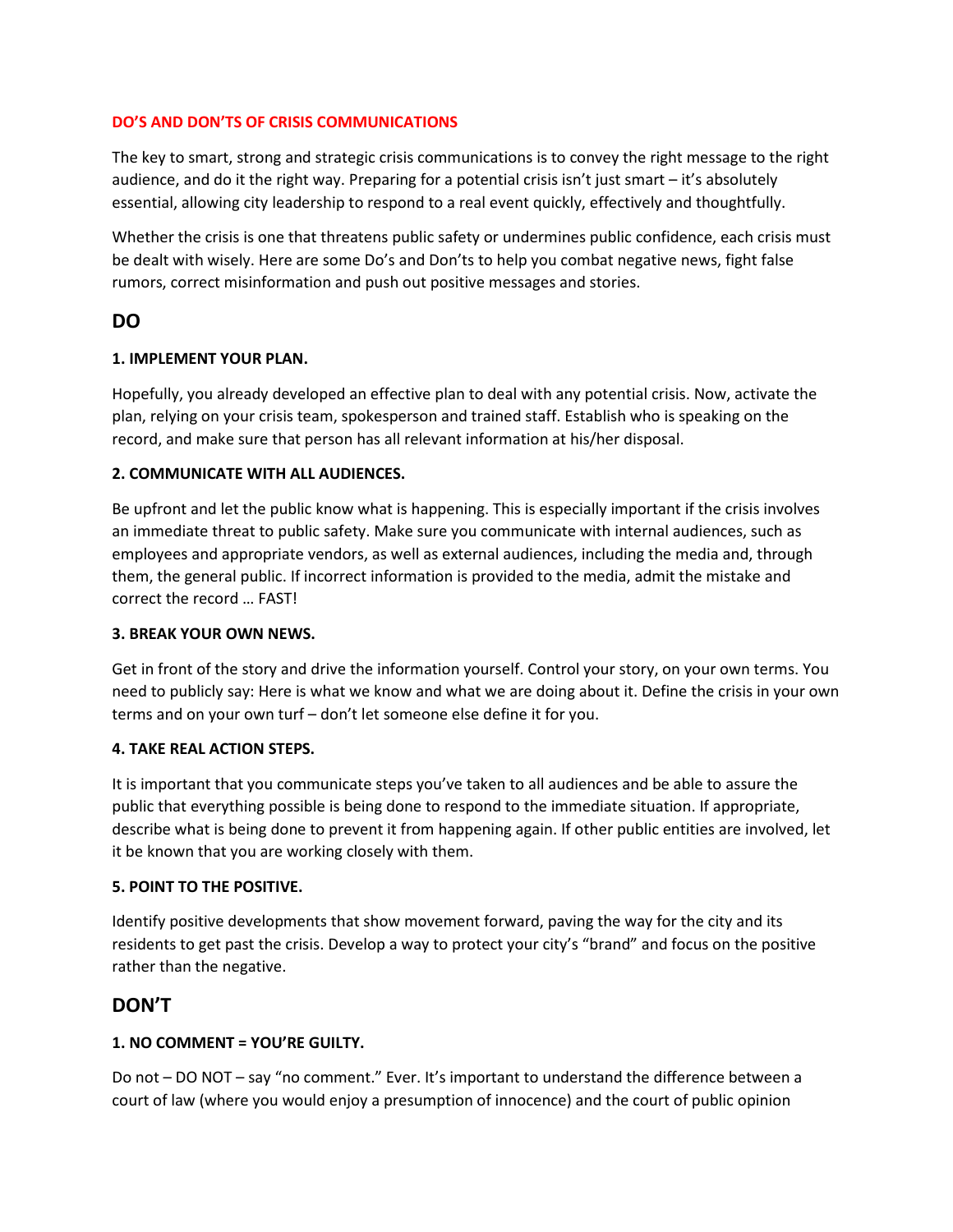**DO'S AND DON'TS OF CRISIS COMMUNICATIONS**

The key to smart, strong and strategic crisis communications is to convey the right message to the right audience, and do it the right way. Preparing for a potential crisis isn't just smart – it's absolutely essential, allowing city leadership to respond to a real event quickly, effectively and thoughtfully.

Whether the crisis is one that threatens public safety or undermines public confidence, each crisis must be dealt with wisely. Here are some Do's and Don'ts to help you combat negative news, fight false rumors, correct misinformation and push out positive messages and stories.

## DO

**1. IMPLEMENT YOUR PLAN.**

Hopefully, you already developed an effective plan to deal with any potential crisis. Now, activate the plan, relying on your crisis team, spokesperson and trained staff. Establish who is speaking on the record, and make sure that person has all relevant information at his/her disposal.

**2. COMMUNICATE WITH ALL AUDIENCES.**

Be upfront and let the public know what is happening. This is especially important if the crisis involves an immediate threat to public safety. Make sure you communicate with internal audiences, such as employees and appropriate vendors, as well as external audiences, including the media and, through them, the general public. If incorrect information is provided to the media, admit the mistake and correct the record … FAST!

**3. BREAK YOUR OWN NEWS.**

Get in front of the story and drive the information yourself. Control your story, on your own terms. You need to publicly say: Here is what we know and what we are doing about it. Define the crisis in your own terms and on your own turf – don't let someone else define it for you.

**4. TAKE REAL ACTION STEPS.**

It is important that you communicate steps you've taken to all audiences and be able to assure the public that everything possible is being done to respond to the immediate situation. If appropriate, describe what is being done to prevent it from happening again. If other public entities are involved, let it be known that you are working closely with them.

**5. POINT TO THE POSITIVE.**

Identify positive developments that show movement forward, paving the way for the city and its residents to get past the crisis. Develop a way to protect your city's "brand" and focus on the positive rather than the negative.

## DON'T

**1. NO COMMENT = YOU'RE GUILTY.**

Do not – DO NOT – say "no comment." Ever. It's important to understand the difference between a court of law (where you would enjoy a presumption of innocence) and the court of public opinion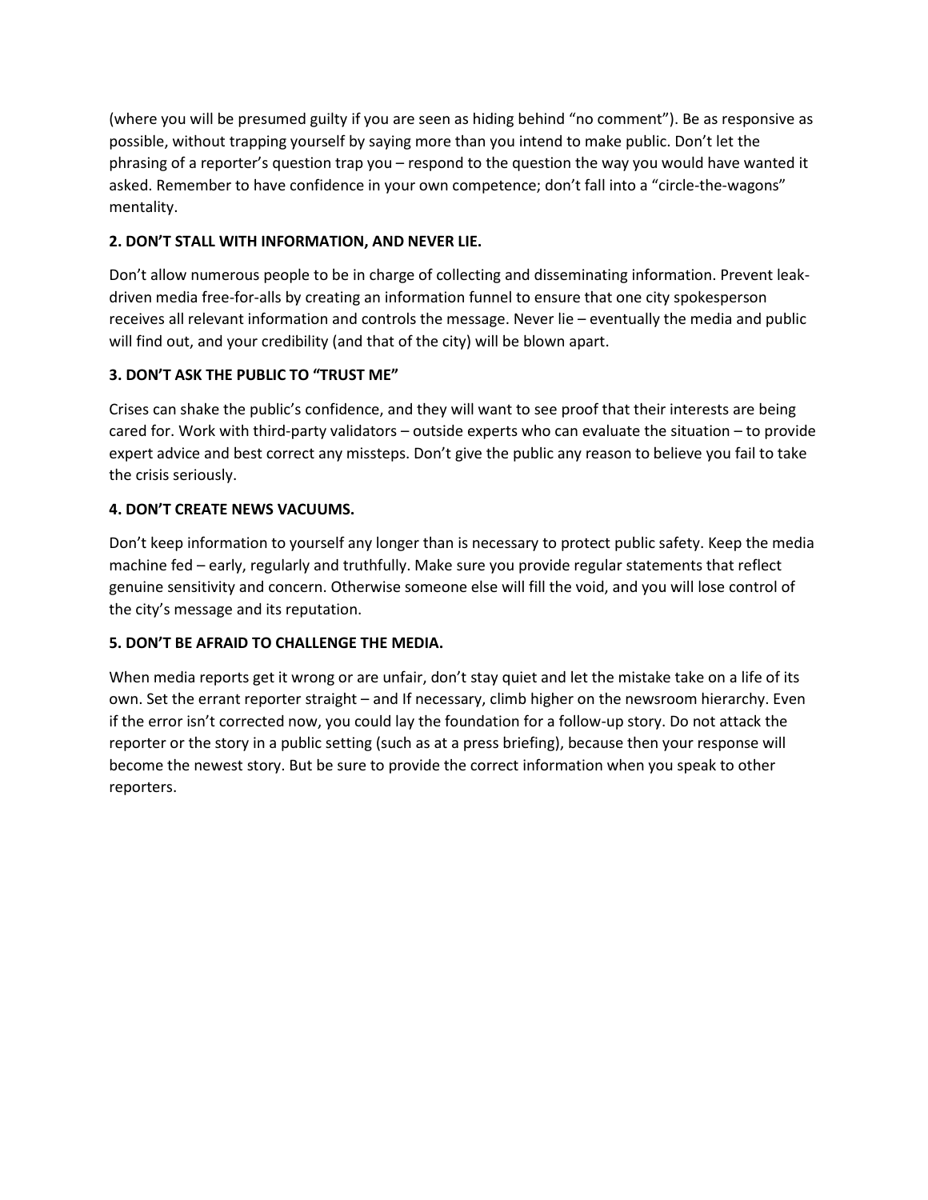(where you will be presumed guilty if you are seen as hiding behind "no comment"). Be as responsive as possible, without trapping yourself by saying more than you intend to make public. Don't let the phrasing of a reporter's question trap you – respond to the question the way you would have wanted it asked. Remember to have confidence in your own competence; don't fall into a "circle-the-wagons" mentality.

**2. DON'T STALL WITH INFORMATION, AND NEVER LIE.**

Don't allow numerous people to be in charge of collecting and disseminating information. Prevent leak-driven media free-for-alls by creating an information funnel to ensure that one city spokesperson receives all relevant information and controls the message. Never lie – eventually the media and public will find out, and your credibility (and that of the city) will be blown apart.

**3. DON'T ASK THE PUBLIC TO "TRUST ME"**

Crises can shake the public's confidence, and they will want to see proof that their interests are being cared for. Work with third-party validators – outside experts who can evaluate the situation – to provide expert advice and best correct any missteps. Don't give the public any reason to believe you fail to take the crisis seriously.

**4. DON'T CREATE NEWS VACUUMS.**

Don't keep information to yourself any longer than is necessary to protect public safety. Keep the media machine fed – early, regularly and truthfully. Make sure you provide regular statements that reflect genuine sensitivity and concern. Otherwise someone else will fill the void, and you will lose control of the city's message and its reputation.

**5. DON'T BE AFRAID TO CHALLENGE THE MEDIA.**

When media reports get it wrong or are unfair, don't stay quiet and let the mistake take on a life of its own. Set the errant reporter straight – and If necessary, climb higher on the newsroom hierarchy. Even if the error isn't corrected now, you could lay the foundation for a follow-up story. Do not attack the reporter or the story in a public setting (such as at a press briefing), because then your response will become the newest story. But be sure to provide the correct information when you speak to other reporters.